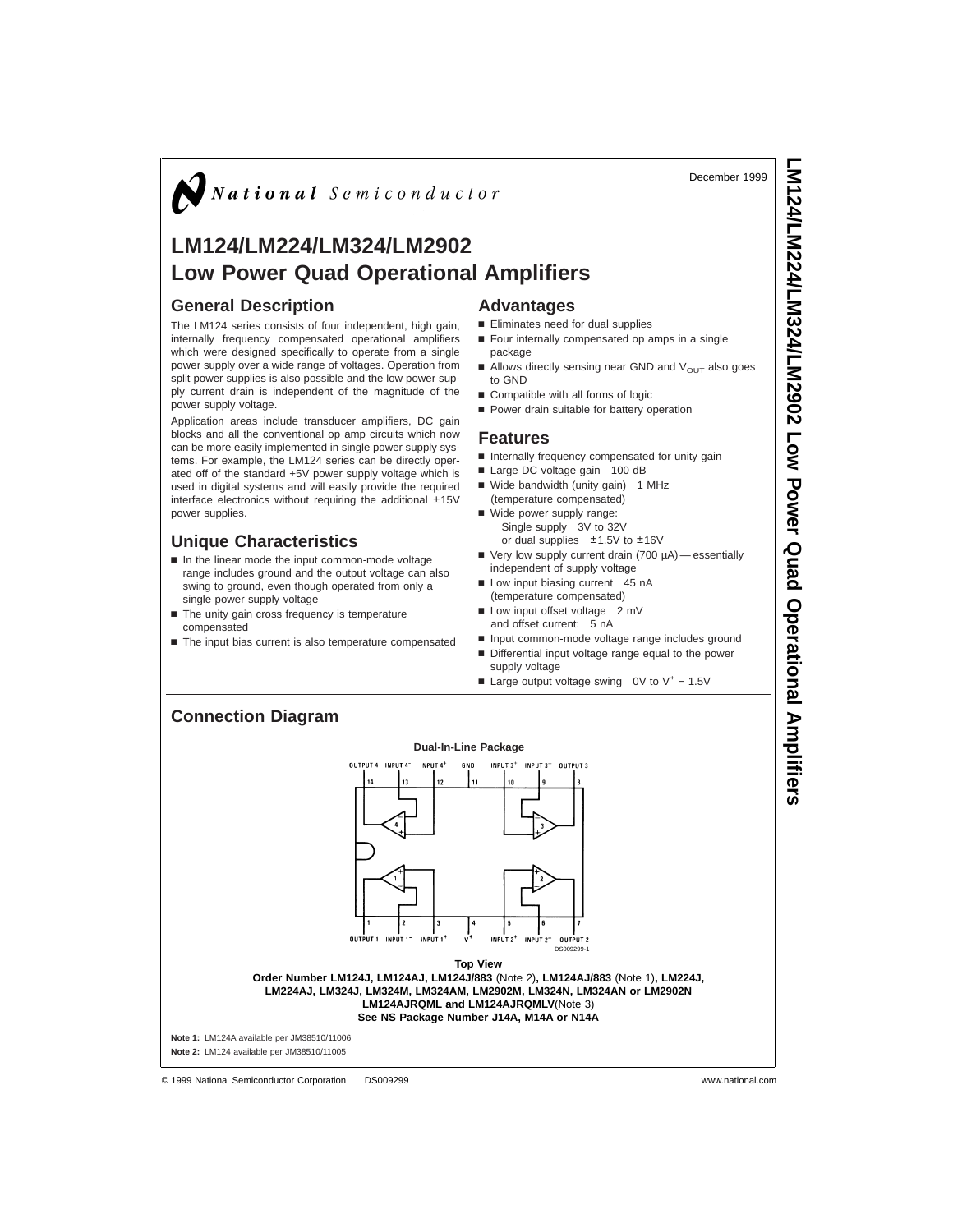National Semiconductor

December 1999

# LM124/LM224/LM324/LM2902 Low Power Quad Operational Amplifiers

## General Description

The LM124 series consists of four independent, high gain, internally frequency compensated operational amplifiers which were designed specifically to operate from a single power supply over a wide range of voltages. Operation from split power supplies is also possible and the low power supply current drain is independent of the magnitude of the power supply voltage.

Application areas include transducer amplifiers, DC gain blocks and all the conventional op amp circuits which now can be more easily implemented in single power supply systems. For example, the LM124 series can be directly operated off of the standard +5V power supply voltage which is used in digital systems and will easily provide the required interface electronics without requiring the additional ±15V power supplies.

## Unique Characteristics

- In the linear mode the input common-mode voltage range includes ground and the output voltage can also swing to ground, even though operated from only a single power supply voltage
- The unity gain cross frequency is temperature compensated
- The input bias current is also temperature compensated

## Advantages

- Eliminates need for dual supplies
- Four internally compensated op amps in a single package
- Allows directly sensing near GND and $V_{OUT}$ also goes to GND
- Compatible with all forms of logic
- Power drain suitable for battery operation

## Features

- Internally frequency compensated for unity gain
- Large DC voltage gain 100 dB
- Wide bandwidth (unity gain) 1 MHz (temperature compensated)
- Wide power supply range:
  Single supply 3V to 32V
  or dual supplies ±1.5V to ±16V
- Very low supply current drain (700 µA) — essentially independent of supply voltage
- Low input biasing current 45 nA (temperature compensated)
- Low input offset voltage 2 mV and offset current: 5 nA
- Input common-mode voltage range includes ground
- Differential input voltage range equal to the power supply voltage
- Large output voltage swing 0V to $V^+ - 1.5V$

## Connection Diagram

**Dual-In-Line Package**

OUTPUT 4 (14), INPUT 4⁻ (13), INPUT 4⁺ (12), GND (11), INPUT 3⁺ (10), INPUT 3⁻ (9), OUTPUT 3 (8)

OUTPUT 1 (1), INPUT 1⁻ (2), INPUT 1⁺ (3), V⁺ (4), INPUT 2⁺ (5), INPUT 2⁻ (6), OUTPUT 2 (7)

DS009299-1

**Top View**

**Order Number LM124J, LM124AJ, LM124J/883** (Note 2)**, LM124AJ/883** (Note 1)**, LM224J, LM224AJ, LM324J, LM324M, LM324AM, LM2902M, LM324N, LM324AN or LM2902N LM124AJRQML and LM124AJRQMLV**(Note 3)
**See NS Package Number J14A, M14A or N14A**

**Note 1:** LM124A available per JM38510/11006

**Note 2:** LM124 available per JM38510/11005

© 1999 National Semiconductor Corporation DS009299 www.national.com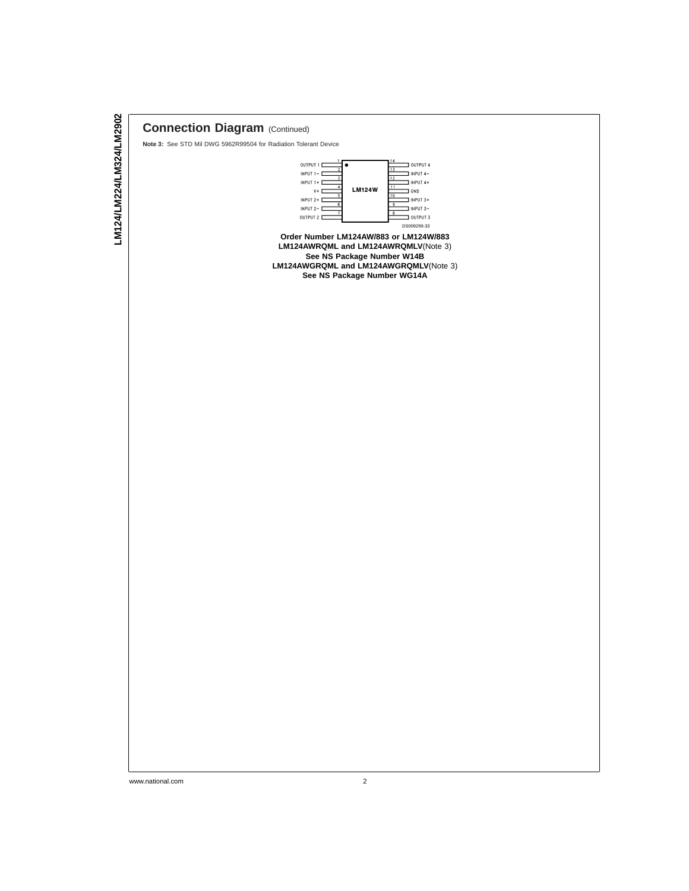## Connection Diagram (Continued)

**Note 3:** See STD Mil DWG 5962R99504 for Radiation Tolerant Device

| Pin | Function | Pin | Function |
|---|---|---|---|
| 1 | OUTPUT 1 | 14 | OUTPUT 4 |
| 2 | INPUT 1− | 13 | INPUT 4− |
| 3 | INPUT 1+ | 12 | INPUT 4+ |
| 4 | V+ | 11 | GND |
| 5 | INPUT 2+ | 10 | INPUT 3+ |
| 6 | INPUT 2− | 9 | INPUT 3− |
| 7 | OUTPUT 2 | 8 | OUTPUT 3 |

LM124W

DS009299-33

**Order Number LM124AW/883 or LM124W/883**
**LM124AWRQML and LM124AWRQMLV**(Note 3)
**See NS Package Number W14B**
**LM124AWGRQML and LM124AWGRQMLV**(Note 3)
**See NS Package Number WG14A**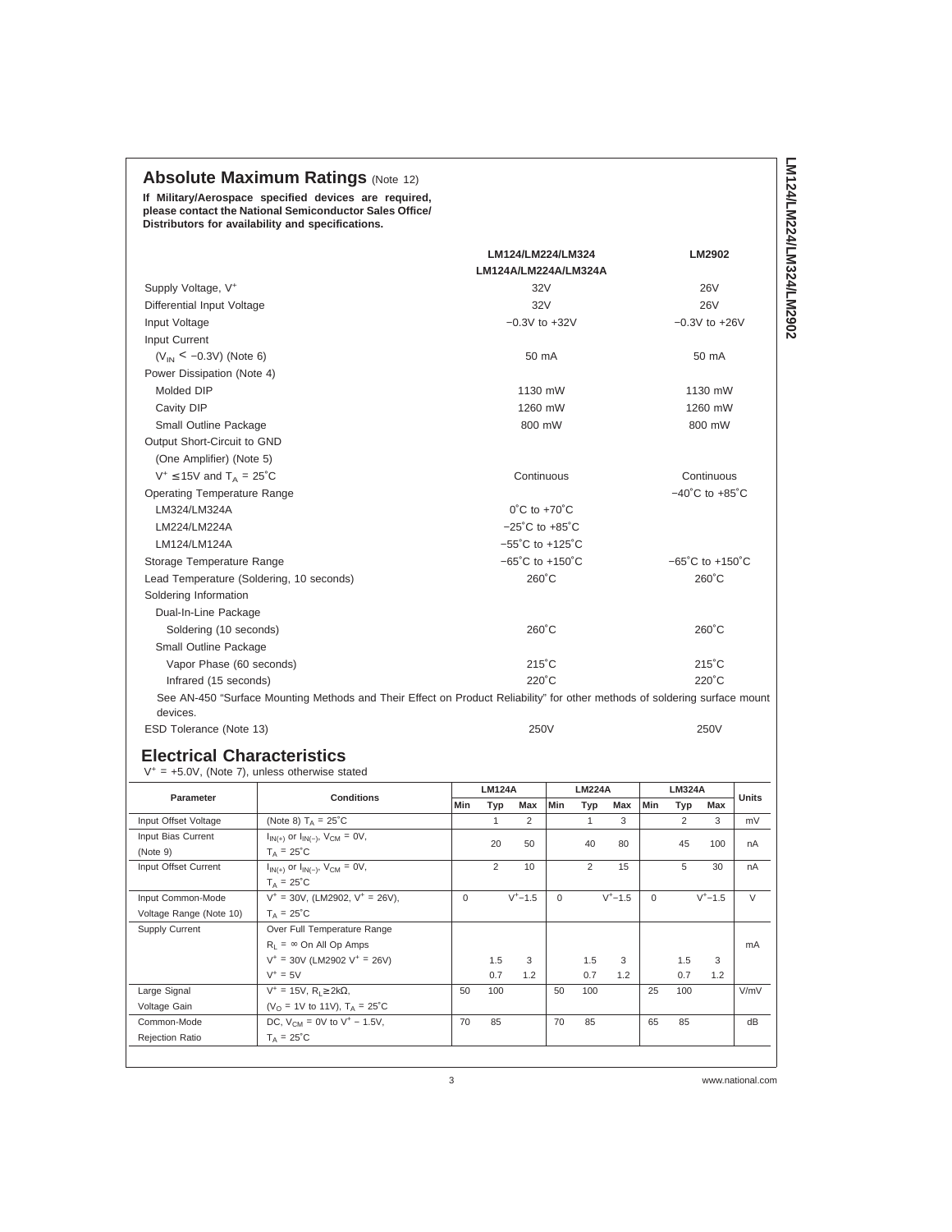## Absolute Maximum Ratings (Note 12)

**If Military/Aerospace specified devices are required, please contact the National Semiconductor Sales Office/ Distributors for availability and specifications.**

| | LM124/LM224/LM324 LM124A/LM224A/LM324A | LM2902 |
|---|---|---|
| Supply Voltage, $V^+$ | 32V | 26V |
| Differential Input Voltage | 32V | 26V |
| Input Voltage | −0.3V to +32V | −0.3V to +26V |
| Input Current | | |
| ($V_{IN} < -0.3V$) (Note 6) | 50 mA | 50 mA |
| Power Dissipation (Note 4) | | |
| Molded DIP | 1130 mW | 1130 mW |
| Cavity DIP | 1260 mW | 1260 mW |
| Small Outline Package | 800 mW | 800 mW |
| Output Short-Circuit to GND | | |
| (One Amplifier) (Note 5) | | |
| $V^+ \leq 15V$ and $T_A = 25°C$ | Continuous | Continuous |
| Operating Temperature Range | | −40°C to +85°C |
| LM324/LM324A | 0°C to +70°C | |
| LM224/LM224A | −25°C to +85°C | |
| LM124/LM124A | −55°C to +125°C | |
| Storage Temperature Range | −65°C to +150°C | −65°C to +150°C |
| Lead Temperature (Soldering, 10 seconds) | 260°C | 260°C |
| Soldering Information | | |
| Dual-In-Line Package | | |
| Soldering (10 seconds) | 260°C | 260°C |
| Small Outline Package | | |
| Vapor Phase (60 seconds) | 215°C | 215°C |
| Infrared (15 seconds) | 220°C | 220°C |

See AN-450 "Surface Mounting Methods and Their Effect on Product Reliability" for other methods of soldering surface mount devices.

| | | |
|---|---|---|
| ESD Tolerance (Note 13) | 250V | 250V |

## Electrical Characteristics

$V^+ = +5.0V$, (Note 7), unless otherwise stated

| Parameter | Conditions | LM124A | | | LM224A | | | LM324A | | | Units |
|---|---|---|---|---|---|---|---|---|---|---|---|
| | | Min | Typ | Max | Min | Typ | Max | Min | Typ | Max | |
| Input Offset Voltage | (Note 8) $T_A = 25°C$ | | 1 | 2 | | 1 | 3 | | 2 | 3 | mV |
| Input Bias Current (Note 9) | $I_{IN(+)}$ or $I_{IN(-)}$, $V_{CM} = 0V$, $T_A = 25°C$ | | 20 | 50 | | 40 | 80 | | 45 | 100 | nA |
| Input Offset Current | $I_{IN(+)}$ or $I_{IN(-)}$, $V_{CM} = 0V$, $T_A = 25°C$ | | 2 | 10 | | 2 | 15 | | 5 | 30 | nA |
| Input Common-Mode Voltage Range (Note 10) | $V^+ = 30V$, (LM2902, $V^+ = 26V$), $T_A = 25°C$ | 0 | | $V^+-1.5$ | 0 | | $V^+-1.5$ | 0 | | $V^+-1.5$ | V |
| Supply Current | Over Full Temperature Range $R_L = \infty$ On All Op Amps | | | | | | | | | | mA |
| | $V^+ = 30V$ (LM2902 $V^+ = 26V$) | | 1.5 | 3 | | 1.5 | 3 | | 1.5 | 3 | |
| | $V^+ = 5V$ | | 0.7 | 1.2 | | 0.7 | 1.2 | | 0.7 | 1.2 | |
| Large Signal Voltage Gain | $V^+ = 15V$, $R_L \geq 2k\Omega$, ($V_O = 1V$ to $11V$), $T_A = 25°C$ | 50 | 100 | | 50 | 100 | | 25 | 100 | | V/mV |
| Common-Mode Rejection Ratio | DC, $V_{CM} = 0V$ to $V^+ - 1.5V$, $T_A = 25°C$ | 70 | 85 | | 70 | 85 | | 65 | 85 | | dB |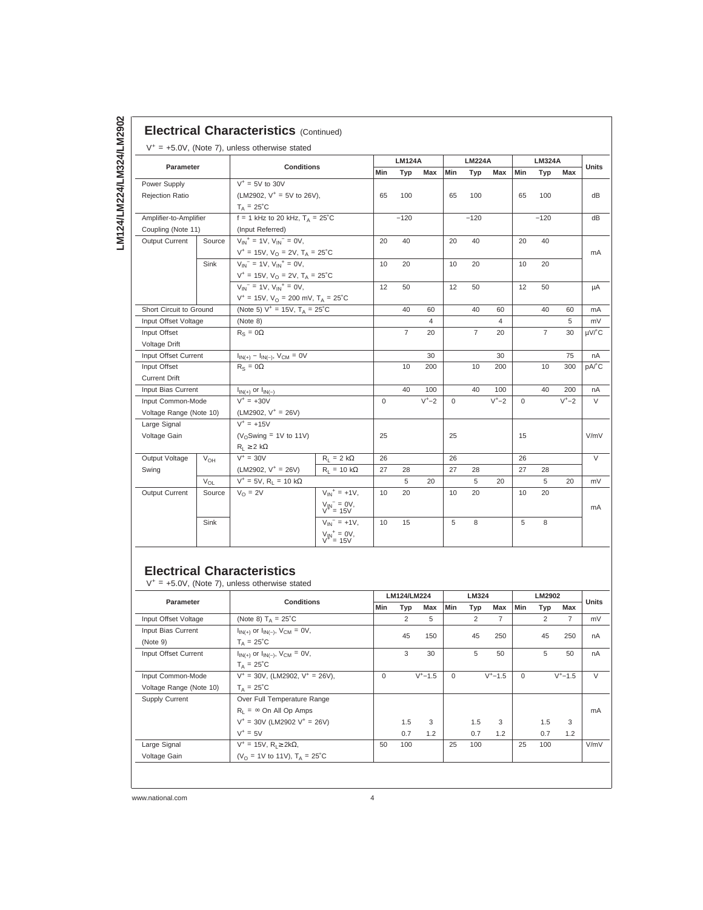## Electrical Characteristics (Continued)

$V^+ = +5.0V$, (Note 7), unless otherwise stated

| Parameter | | Conditions | | LM124A | | | LM224A | | | LM324A | | | Units |
|---|---|---|---|---|---|---|---|---|---|---|---|---|---|
| | | | | Min | Typ | Max | Min | Typ | Max | Min | Typ | Max | |
| Power Supply Rejection Ratio | | $V^+ = 5V$ to 30V (LM2902, $V^+ = 5V$ to 26V), $T_A = 25°C$ | | 65 | 100 | | 65 | 100 | | 65 | 100 | | dB |
| Amplifier-to-Amplifier Coupling (Note 11) | | f = 1 kHz to 20 kHz, $T_A = 25°C$ (Input Referred) | | | −120 | | | −120 | | | −120 | | dB |
| Output Current | Source | $V_{IN}^+ = 1V$, $V_{IN}^- = 0V$, $V^+ = 15V$, $V_O = 2V$, $T_A = 25°C$ | | 20 | 40 | | 20 | 40 | | 20 | 40 | | mA |
| | Sink | $V_{IN}^- = 1V$, $V_{IN}^+ = 0V$, $V^+ = 15V$, $V_O = 2V$, $T_A = 25°C$ | | 10 | 20 | | 10 | 20 | | 10 | 20 | | mA |
| | | $V_{IN}^- = 1V$, $V_{IN}^+ = 0V$, $V^+ = 15V$, $V_O = 200$ mV, $T_A = 25°C$ | | 12 | 50 | | 12 | 50 | | 12 | 50 | | µA |
| Short Circuit to Ground | | (Note 5) $V^+ = 15V$, $T_A = 25°C$ | | | 40 | 60 | | 40 | 60 | | 40 | 60 | mA |
| Input Offset Voltage | | (Note 8) | | | | 4 | | | 4 | | | 5 | mV |
| Input Offset Voltage Drift | | $R_S = 0\Omega$ | | | 7 | 20 | | 7 | 20 | | 7 | 30 | µV/°C |
| Input Offset Current | | $I_{IN(+)} - I_{IN(-)}$, $V_{CM} = 0V$ | | | | 30 | | | 30 | | | 75 | nA |
| Input Offset Current Drift | | $R_S = 0\Omega$ | | | 10 | 200 | | 10 | 200 | | 10 | 300 | pA/°C |
| Input Bias Current | | $I_{IN(+)}$ or $I_{IN(-)}$ | | | 40 | 100 | | 40 | 100 | | 40 | 200 | nA |
| Input Common-Mode Voltage Range (Note 10) | | $V^+ = +30V$ (LM2902, $V^+ = 26V$) | | 0 | | $V^+−2$ | 0 | | $V^+−2$ | 0 | | $V^+−2$ | V |
| Large Signal Voltage Gain | | $V^+ = +15V$ ($V_O$Swing = 1V to 11V) $R_L \geq 2$ kΩ | | 25 | | | 25 | | | 15 | | | V/mV |
| Output Voltage Swing | $V_{OH}$ | $V^+ = 30V$ (LM2902, $V^+ = 26V$) | $R_L = 2$ kΩ | 26 | | | 26 | | | 26 | | | V |
| | | | $R_L = 10$ kΩ | 27 | 28 | | 27 | 28 | | 27 | 28 | | V |
| | $V_{OL}$ | $V^+ = 5V$, $R_L = 10$ kΩ | | | 5 | 20 | | 5 | 20 | | 5 | 20 | mV |
| Output Current | Source | $V_O = 2V$ | $V_{IN}^+ = +1V$, $V_{IN}^- = 0V$, $V^+ = 15V$ | 10 | 20 | | 10 | 20 | | 10 | 20 | | mA |
| | Sink | | $V_{IN}^- = +1V$, $V_{IN}^+ = 0V$, $V^+ = 15V$ | 10 | 15 | | 5 | 8 | | 5 | 8 | | mA |

## Electrical Characteristics

$V^+ = +5.0V$, (Note 7), unless otherwise stated

| Parameter | Conditions | LM124/LM224 | | | LM324 | | | LM2902 | | | Units |
|---|---|---|---|---|---|---|---|---|---|---|---|
| | | Min | Typ | Max | Min | Typ | Max | Min | Typ | Max | |
| Input Offset Voltage | (Note 8) $T_A = 25°C$ | | 2 | 5 | | 2 | 7 | | 2 | 7 | mV |
| Input Bias Current (Note 9) | $I_{IN(+)}$ or $I_{IN(-)}$, $V_{CM} = 0V$, $T_A = 25°C$ | | 45 | 150 | | 45 | 250 | | 45 | 250 | nA |
| Input Offset Current | $I_{IN(+)}$ or $I_{IN(-)}$, $V_{CM} = 0V$, $T_A = 25°C$ | | 3 | 30 | | 5 | 50 | | 5 | 50 | nA |
| Input Common-Mode Voltage Range (Note 10) | $V^+ = 30V$, (LM2902, $V^+ = 26V$), $T_A = 25°C$ | 0 | | $V^+−1.5$ | 0 | | $V^+−1.5$ | 0 | | $V^+−1.5$ | V |
| Supply Current | Over Full Temperature Range $R_L = \infty$ On All Op Amps | | | | | | | | | | mA |
| | $V^+ = 30V$ (LM2902 $V^+ = 26V$) | | 1.5 | 3 | | 1.5 | 3 | | 1.5 | 3 | |
| | $V^+ = 5V$ | | 0.7 | 1.2 | | 0.7 | 1.2 | | 0.7 | 1.2 | |
| Large Signal Voltage Gain | $V^+ = 15V$, $R_L \geq 2k\Omega$, ($V_O = 1V$ to 11V), $T_A = 25°C$ | 50 | 100 | | 25 | 100 | | 25 | 100 | | V/mV |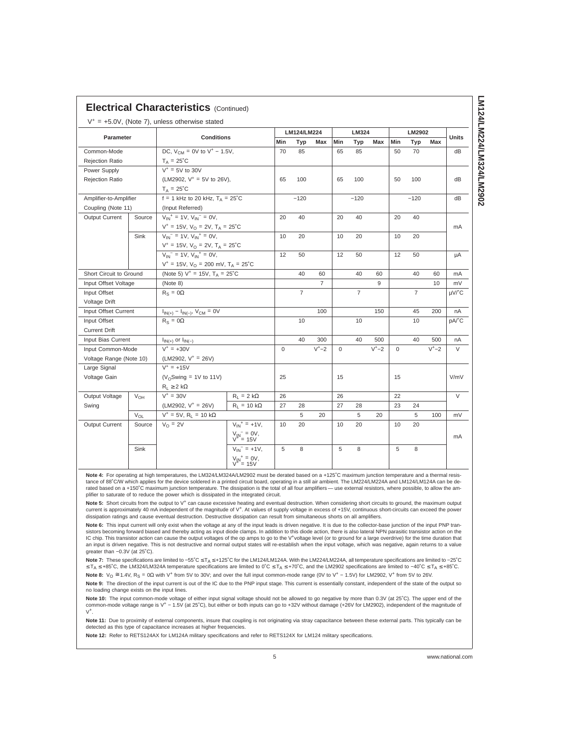## Electrical Characteristics (Continued)

$V^+ = +5.0V$, (Note 7), unless otherwise stated

| Parameter | | Conditions | | LM124/LM224 | | | LM324 | | | LM2902 | | | Units |
|---|---|---|---|---|---|---|---|---|---|---|---|---|---|
| | | | | Min | Typ | Max | Min | Typ | Max | Min | Typ | Max | |
| Common-Mode Rejection Ratio | | DC, $V_{CM}$ = 0V to $V^+$ − 1.5V, $T_A$ = 25˚C | | 70 | 85 | | 65 | 85 | | 50 | 70 | | dB |
| Power Supply Rejection Ratio | | $V^+$ = 5V to 30V (LM2902, $V^+$ = 5V to 26V), $T_A$ = 25˚C | | 65 | 100 | | 65 | 100 | | 50 | 100 | | dB |
| Amplifier-to-Amplifier Coupling (Note 11) | | f = 1 kHz to 20 kHz, $T_A$ = 25˚C (Input Referred) | | | −120 | | | −120 | | | −120 | | dB |
| Output Current | Source | $V_{IN}^+$ = 1V, $V_{IN}^-$ = 0V, $V^+$ = 15V, $V_O$ = 2V, $T_A$ = 25˚C | | 20 | 40 | | 20 | 40 | | 20 | 40 | | mA |
| | Sink | $V_{IN}^-$ = 1V, $V_{IN}^+$ = 0V, $V^+$ = 15V, $V_O$ = 2V, $T_A$ = 25˚C | | 10 | 20 | | 10 | 20 | | 10 | 20 | | mA |
| | | $V_{IN}^-$ = 1V, $V_{IN}^+$ = 0V, $V^+$ = 15V, $V_O$ = 200 mV, $T_A$ = 25˚C | | 12 | 50 | | 12 | 50 | | 12 | 50 | | μA |
| Short Circuit to Ground | | (Note 5) $V^+$ = 15V, $T_A$ = 25˚C | | | 40 | 60 | | 40 | 60 | | 40 | 60 | mA |
| Input Offset Voltage | | (Note 8) | | | | 7 | | | 9 | | | 10 | mV |
| Input Offset Voltage Drift | | $R_S$ = 0Ω | | | 7 | | | 7 | | | 7 | | μV/˚C |
| Input Offset Current | | $I_{IN(+)} - I_{IN(-)}$, $V_{CM}$ = 0V | | | | 100 | | | 150 | | 45 | 200 | nA |
| Input Offset Current Drift | | $R_S$ = 0Ω | | | 10 | | | 10 | | | 10 | | pA/˚C |
| Input Bias Current | | $I_{IN(+)}$ or $I_{IN(-)}$ | | | 40 | 300 | | 40 | 500 | | 40 | 500 | nA |
| Input Common-Mode Voltage Range (Note 10) | | $V^+$ = +30V (LM2902, $V^+$ = 26V) | | 0 | | $V^+$−2 | 0 | | $V^+$−2 | 0 | | $V^+$−2 | V |
| Large Signal Voltage Gain | | $V^+$ = +15V ($V_O$Swing = 1V to 11V) $R_L$ ≥ 2 kΩ | | 25 | | | 15 | | | 15 | | | V/mV |
| Output Voltage Swing | $V_{OH}$ | $V^+$ = 30V (LM2902, $V^+$ = 26V) | $R_L$ = 2 kΩ | 26 | | | 26 | | | 22 | | | V |
| | | | $R_L$ = 10 kΩ | 27 | 28 | | 27 | 28 | | 23 | 24 | | V |
| | $V_{OL}$ | $V^+$ = 5V, $R_L$ = 10 kΩ | | | 5 | 20 | | 5 | 20 | | 5 | 100 | mV |
| Output Current | Source | $V_O$ = 2V | $V_{IN}^+$ = +1V, $V_{IN}^-$ = 0V, $V^+$ = 15V | 10 | 20 | | 10 | 20 | | 10 | 20 | | mA |
| | Sink | | $V_{IN}^-$ = +1V, $V_{IN}^+$ = 0V, $V^+$ = 15V | 5 | 8 | | 5 | 8 | | 5 | 8 | | mA |

**Note 4:** For operating at high temperatures, the LM324/LM324A/LM2902 must be derated based on a +125˚C maximum junction temperature and a thermal resistance of 88˚C/W which applies for the device soldered in a printed circuit board, operating in a still air ambient. The LM224/LM224A and LM124/LM124A can be derated based on a +150˚C maximum junction temperature. The dissipation is the total of all four amplifiers — use external resistors, where possible, to allow the amplifier to saturate of to reduce the power which is dissipated in the integrated circuit.

**Note 5:** Short circuits from the output to $V^+$ can cause excessive heating and eventual destruction. When considering short circuits to ground, the maximum output current is approximately 40 mA independent of the magnitude of $V^+$. At values of supply voltage in excess of +15V, continuous short-circuits can exceed the power dissipation ratings and cause eventual destruction. Destructive dissipation can result from simultaneous shorts on all amplifiers.

**Note 6:** This input current will only exist when the voltage at any of the input leads is driven negative. It is due to the collector-base junction of the input PNP transistors becoming forward biased and thereby acting as input diode clamps. In addition to this diode action, there is also lateral NPN parasitic transistor action on the IC chip. This transistor action can cause the output voltages of the op amps to go to the $V^+$voltage level (or to ground for a large overdrive) for the time duration that an input is driven negative. This is not destructive and normal output states will re-establish when the input voltage, which was negative, again returns to a value greater than −0.3V (at 25˚C).

**Note 7:** These specifications are limited to −55˚C ≤ $T_A$ ≤ +125˚C for the LM124/LM124A. With the LM224/LM224A, all temperature specifications are limited to −25˚C ≤ $T_A$ ≤ +85˚C, the LM324/LM324A temperature specifications are limited to 0˚C ≤ $T_A$ ≤ +70˚C, and the LM2902 specifications are limited to −40˚C ≤ $T_A$ ≤ +85˚C.

**Note 8:** $V_O$ ≅ 1.4V, $R_S$ = 0Ω with $V^+$ from 5V to 30V; and over the full input common-mode range (0V to $V^+$ − 1.5V) for LM2902, $V^+$ from 5V to 26V.

**Note 9:** The direction of the input current is out of the IC due to the PNP input stage. This current is essentially constant, independent of the state of the output so no loading change exists on the input lines.

**Note 10:** The input common-mode voltage of either input signal voltage should not be allowed to go negative by more than 0.3V (at 25˚C). The upper end of the common-mode voltage range is $V^+$ − 1.5V (at 25˚C), but either or both inputs can go to +32V without damage (+26V for LM2902), independent of the magnitude of $V^+$.

**Note 11:** Due to proximity of external components, insure that coupling is not originating via stray capacitance between these external parts. This typically can be detected as this type of capacitance increases at higher frequencies.

**Note 12:** Refer to RETS124AX for LM124A military specifications and refer to RETS124X for LM124 military specifications.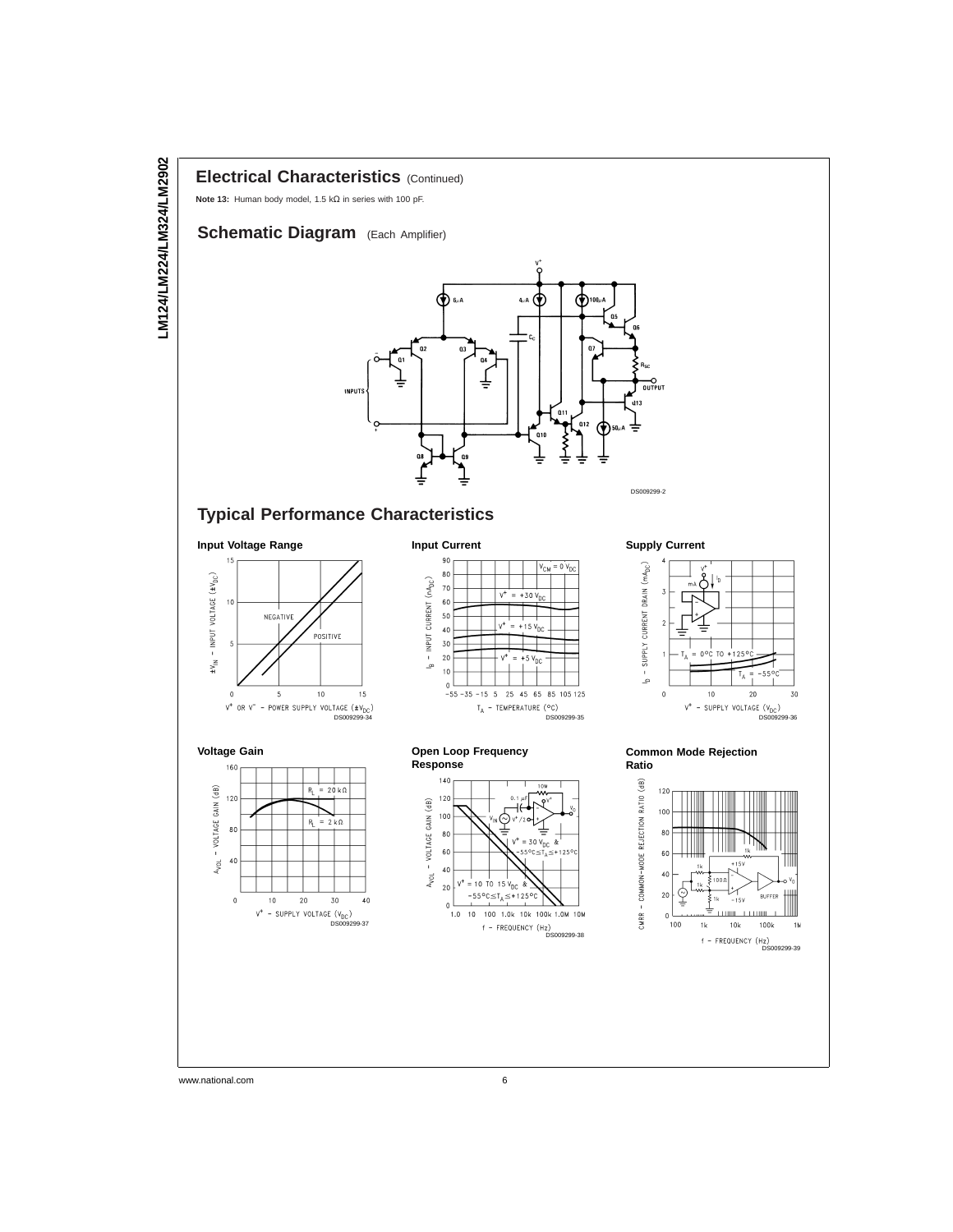## Electrical Characteristics (Continued)

**Note 13:** Human body model, 1.5 kΩ in series with 100 pF.

## Schematic Diagram (Each Amplifier)

DS009299-2

## Typical Performance Characteristics

**Input Voltage Range**

DS009299-34

**Input Current**

DS009299-35

**Supply Current**

DS009299-36

**Voltage Gain**

DS009299-37

**Open Loop Frequency Response**

DS009299-38

**Common Mode Rejection Ratio**

DS009299-39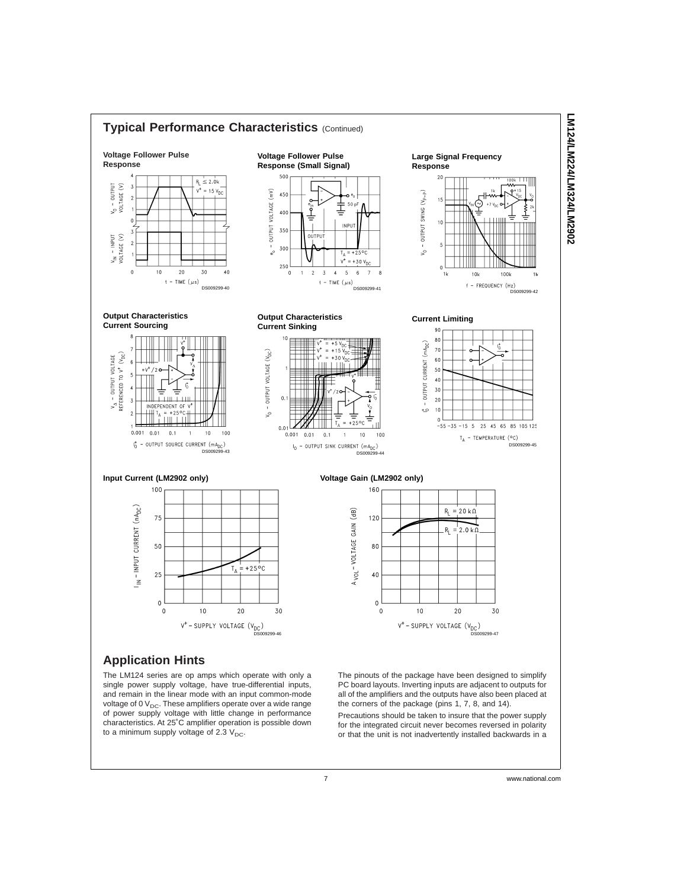## Typical Performance Characteristics (Continued)

**Voltage Follower Pulse Response**

DS009299-40

**Voltage Follower Pulse Response (Small Signal)**

DS009299-41

**Large Signal Frequency Response**

DS009299-42

**Output Characteristics Current Sourcing**

DS009299-43

**Output Characteristics Current Sinking**

DS009299-44

**Current Limiting**

DS009299-45

**Input Current (LM2902 only)**

DS009299-46

**Voltage Gain (LM2902 only)**

DS009299-47

## Application Hints

The LM124 series are op amps which operate with only a single power supply voltage, have true-differential inputs, and remain in the linear mode with an input common-mode voltage of 0 $V_{DC}$. These amplifiers operate over a wide range of power supply voltage with little change in performance characteristics. At 25˚C amplifier operation is possible down to a minimum supply voltage of 2.3 $V_{DC}$.

The pinouts of the package have been designed to simplify PC board layouts. Inverting inputs are adjacent to outputs for all of the amplifiers and the outputs have also been placed at the corners of the package (pins 1, 7, 8, and 14).

Precautions should be taken to insure that the power supply for the integrated circuit never becomes reversed in polarity or that the unit is not inadvertently installed backwards in a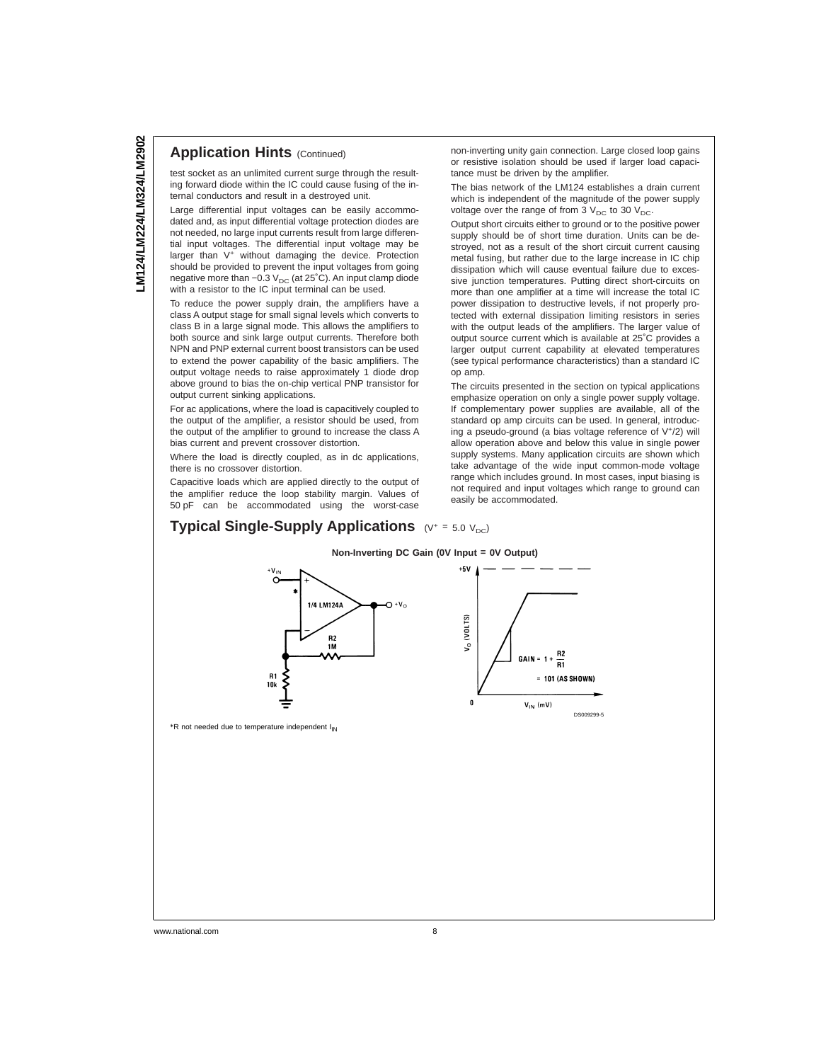## Application Hints (Continued)

test socket as an unlimited current surge through the resulting forward diode within the IC could cause fusing of the internal conductors and result in a destroyed unit.

Large differential input voltages can be easily accommodated and, as input differential voltage protection diodes are not needed, no large input currents result from large differential input voltages. The differential input voltage may be larger than $V^+$ without damaging the device. Protection should be provided to prevent the input voltages from going negative more than $-0.3\ V_{DC}$ (at 25˚C). An input clamp diode with a resistor to the IC input terminal can be used.

To reduce the power supply drain, the amplifiers have a class A output stage for small signal levels which converts to class B in a large signal mode. This allows the amplifiers to both source and sink large output currents. Therefore both NPN and PNP external current boost transistors can be used to extend the power capability of the basic amplifiers. The output voltage needs to raise approximately 1 diode drop above ground to bias the on-chip vertical PNP transistor for output current sinking applications.

For ac applications, where the load is capacitively coupled to the output of the amplifier, a resistor should be used, from the output of the amplifier to ground to increase the class A bias current and prevent crossover distortion.

Where the load is directly coupled, as in dc applications, there is no crossover distortion.

Capacitive loads which are applied directly to the output of the amplifier reduce the loop stability margin. Values of 50 pF can be accommodated using the worst-case non-inverting unity gain connection. Large closed loop gains or resistive isolation should be used if larger load capacitance must be driven by the amplifier.

The bias network of the LM124 establishes a drain current which is independent of the magnitude of the power supply voltage over the range of from $3\ V_{DC}$ to $30\ V_{DC}$.

Output short circuits either to ground or to the positive power supply should be of short time duration. Units can be destroyed, not as a result of the short circuit current causing metal fusing, but rather due to the large increase in IC chip dissipation which will cause eventual failure due to excessive junction temperatures. Putting direct short-circuits on more than one amplifier at a time will increase the total IC power dissipation to destructive levels, if not properly protected with external dissipation limiting resistors in series with the output leads of the amplifiers. The larger value of output source current which is available at 25˚C provides a larger output current capability at elevated temperatures (see typical performance characteristics) than a standard IC op amp.

The circuits presented in the section on typical applications emphasize operation on only a single power supply voltage. If complementary power supplies are available, all of the standard op amp circuits can be used. In general, introducing a pseudo-ground (a bias voltage reference of $V^+/2$) will allow operation above and below this value in single power supply systems. Many application circuits are shown which take advantage of the wide input common-mode voltage range which includes ground. In most cases, input biasing is not required and input voltages which range to ground can easily be accommodated.

## Typical Single-Supply Applications ($V^+ = 5.0\ V_{DC}$)

**Non-Inverting DC Gain (0V Input = 0V Output)**

$$\text{GAIN} = 1 + \frac{R2}{R1} = 101 \text{ (AS SHOWN)}$$

DS009299-5

*R not needed due to temperature independent $I_{IN}$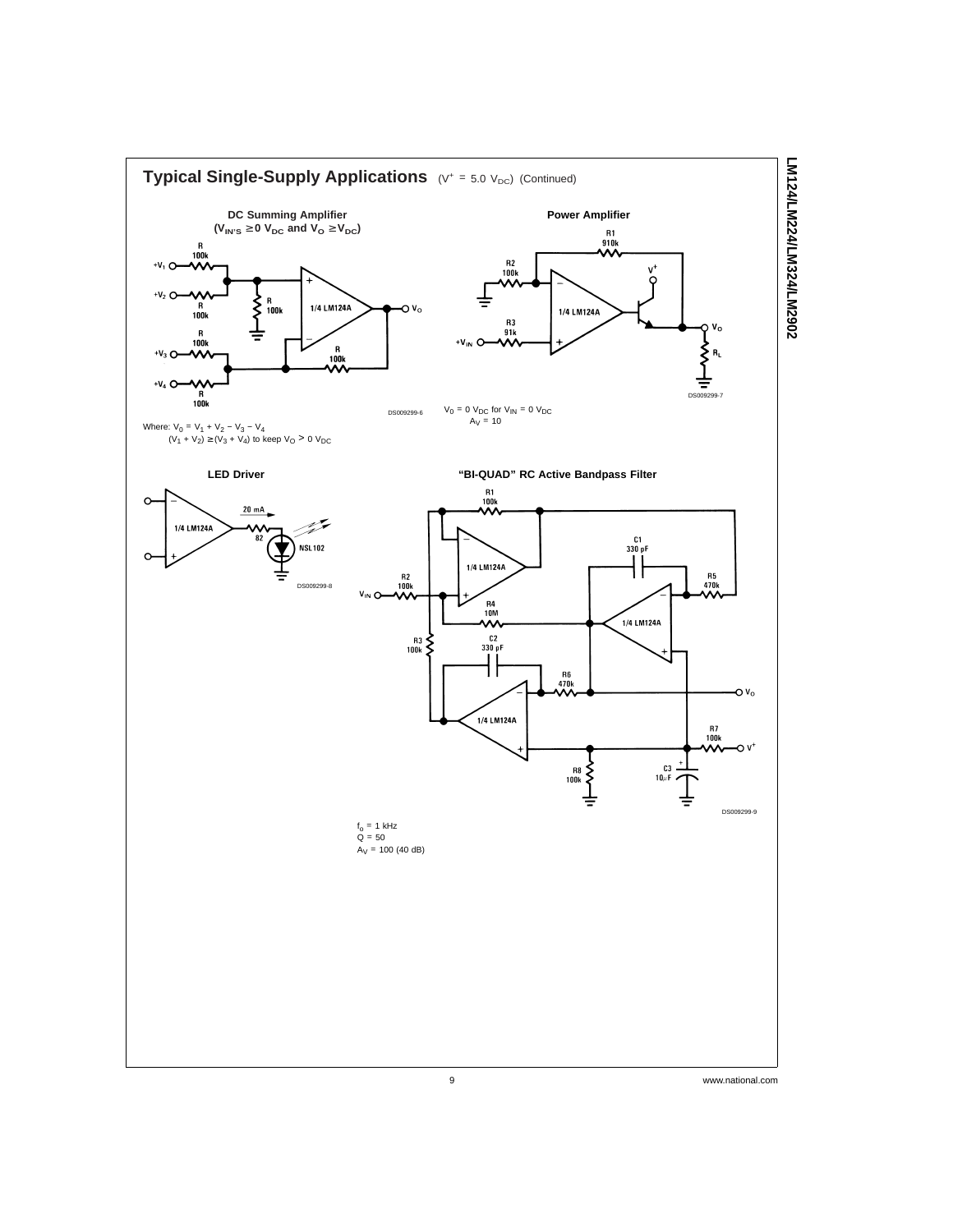## Typical Single-Supply Applications ($V^+ = 5.0\ V_{DC}$) (Continued)

### DC Summing Amplifier

**($V_{IN'S} \geq 0\ V_{DC}$ and $V_O \geq V_{DC}$)**

DS009299-6

Where: $V_0 = V_1 + V_2 - V_3 - V_4$

$(V_1 + V_2) \geq (V_3 + V_4)$ to keep $V_O > 0\ V_{DC}$

### Power Amplifier

DS009299-7

$V_0 = 0\ V_{DC}$ for $V_{IN} = 0\ V_{DC}$

$A_V = 10$

### LED Driver

DS009299-8

### "BI-QUAD" RC Active Bandpass Filter

DS009299-9

$f_o = 1$ kHz

$Q = 50$

$A_V = 100$ (40 dB)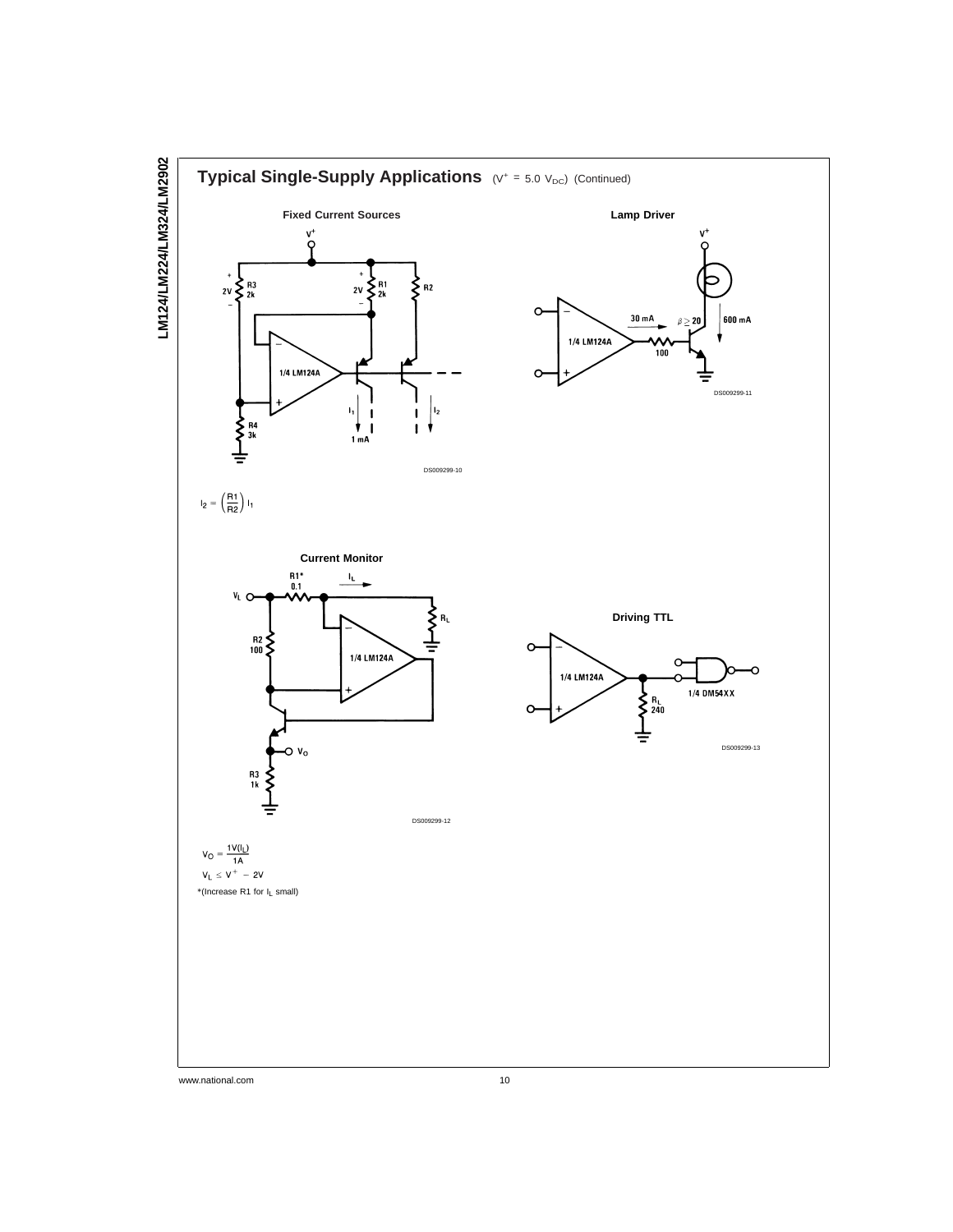## Typical Single-Supply Applications ($V^+ = 5.0\ V_{DC}$) (Continued)

**Fixed Current Sources**

DS009299-10

$$I_2 = \left(\frac{R1}{R2}\right) I_1$$

**Lamp Driver**

DS009299-11

**Current Monitor**

DS009299-12

$$V_O = \frac{1V(I_L)}{1A}$$

$V_L \leq V^+ - 2V$

*(Increase R1 for $I_L$ small)

**Driving TTL**

DS009299-13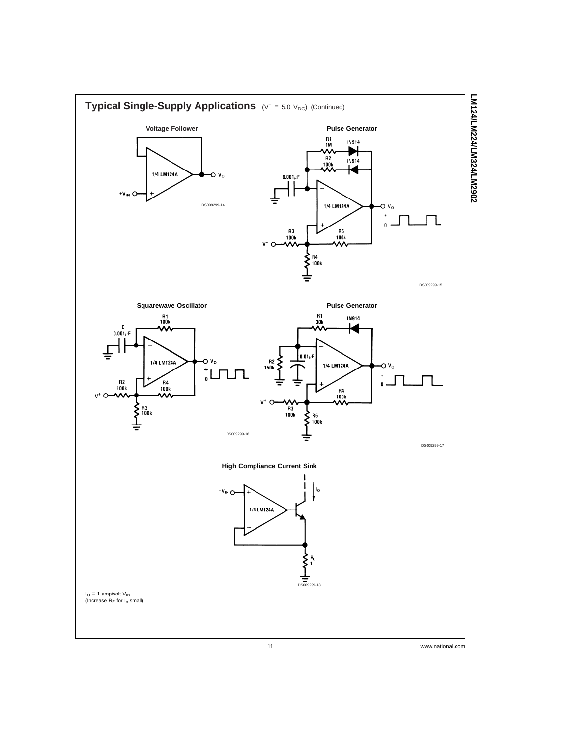## Typical Single-Supply Applications ($V^+ = 5.0\ V_{DC}$) (Continued)

**Voltage Follower**

DS009299-14

**Pulse Generator**

DS009299-15

**Squarewave Oscillator**

DS009299-16

**Pulse Generator**

DS009299-17

**High Compliance Current Sink**

DS009299-18

$I_O$ = 1 amp/volt $V_{IN}$
(Increase $R_E$ for $I_o$ small)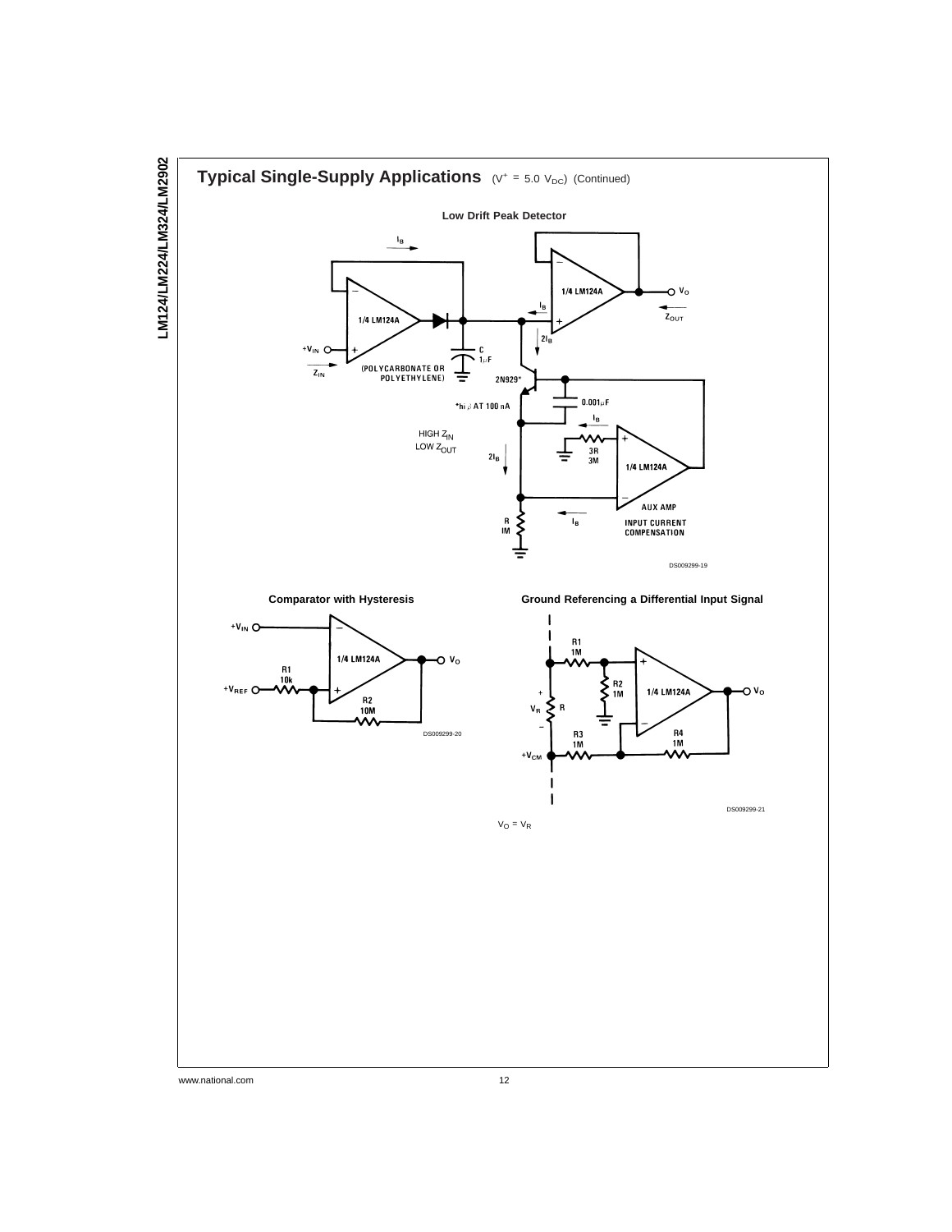## Typical Single-Supply Applications ($V^+ = 5.0\ V_{DC}$) (Continued)

**Low Drift Peak Detector**

DS009299-19

**Comparator with Hysteresis**

DS009299-20

**Ground Referencing a Differential Input Signal**

DS009299-21

$V_O = V_R$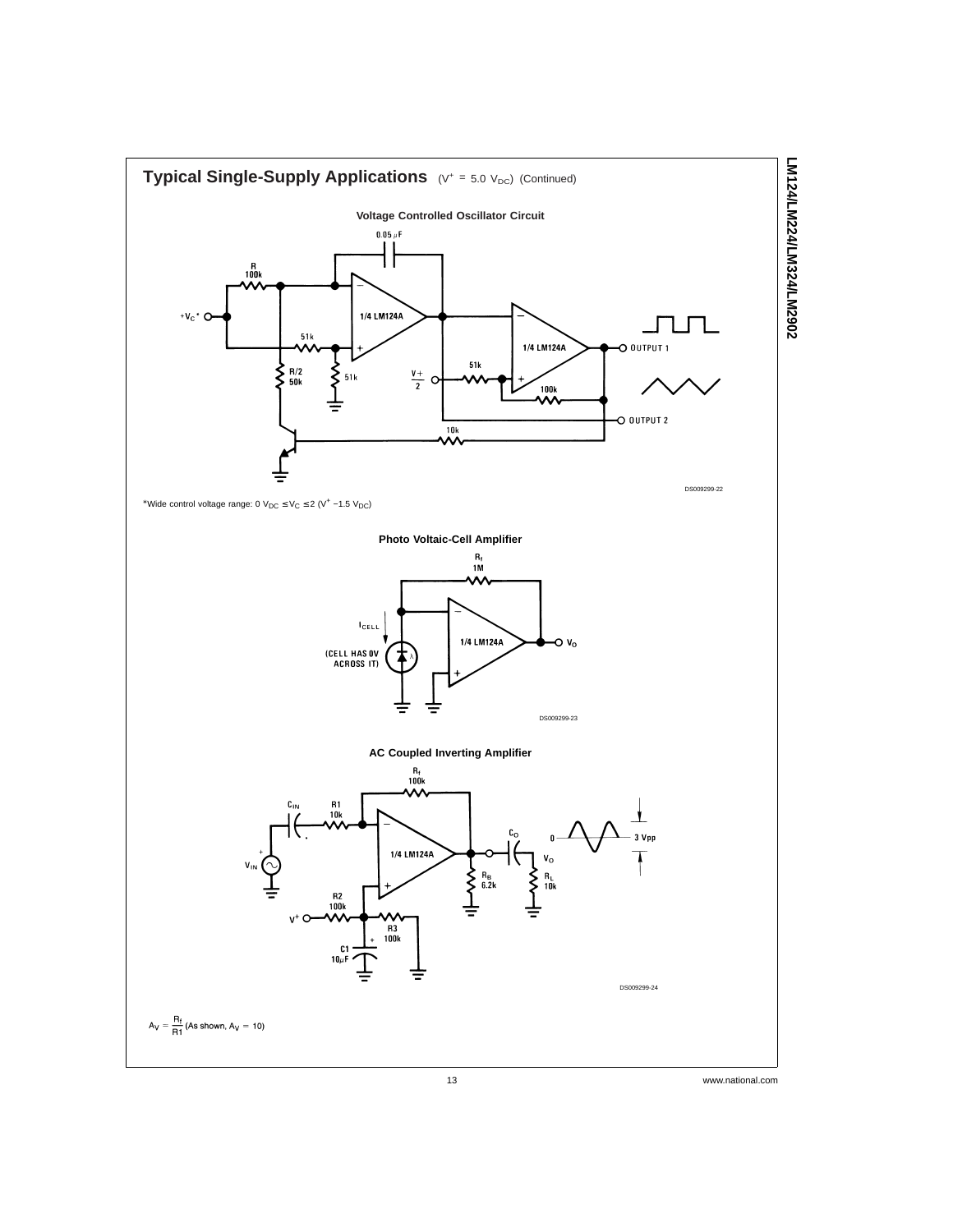## Typical Single-Supply Applications $(V^+ = 5.0\ V_{DC})$ (Continued)

**Voltage Controlled Oscillator Circuit**

DS009299-22

*Wide control voltage range: $0\ V_{DC} \le V_C \le 2\ (V^+ - 1.5\ V_{DC})$

**Photo Voltaic-Cell Amplifier**

DS009299-23

**AC Coupled Inverting Amplifier**

DS009299-24

$A_V = \frac{R_f}{R1}$ (As shown, $A_V = 10$)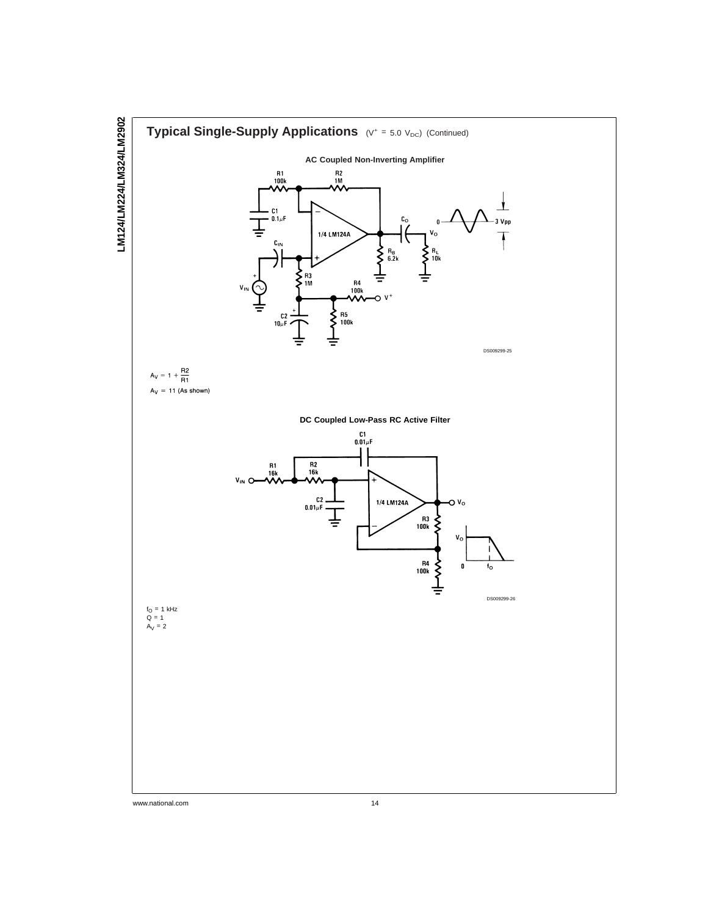## Typical Single-Supply Applications ($V^+ = 5.0\ V_{DC}$) (Continued)

**AC Coupled Non-Inverting Amplifier**

DS009299-25

$$A_V = 1 + \frac{R2}{R1}$$

$A_V = 11$ (As shown)

**DC Coupled Low-Pass RC Active Filter**

DS009299-26

$f_O = 1$ kHz
$Q = 1$
$A_V = 2$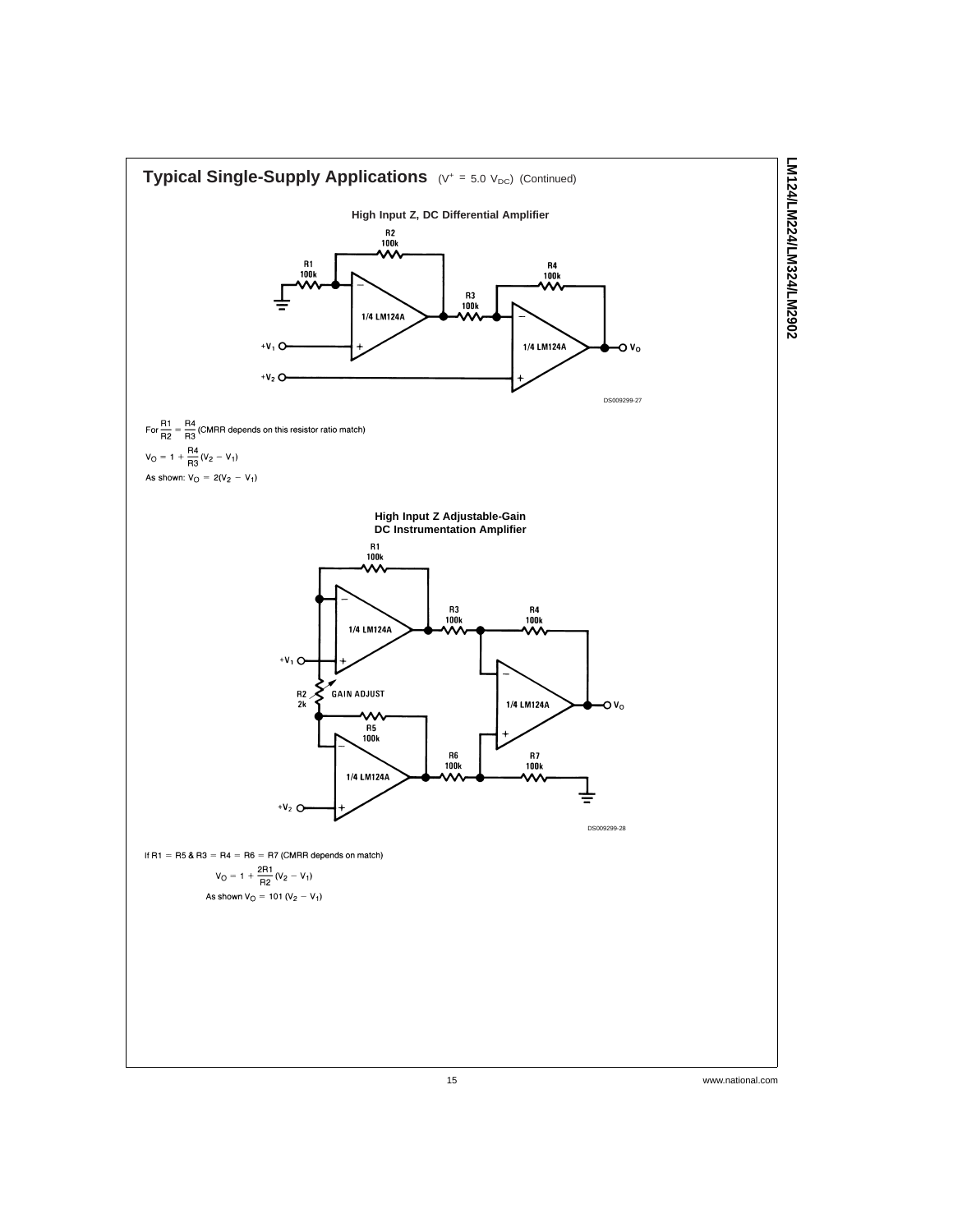## Typical Single-Supply Applications ($V^+ = 5.0\ V_{DC}$) (Continued)

**High Input Z, DC Differential Amplifier**

R2 100k

R1 100k

R3 100k

R4 100k

1/4 LM124A

1/4 LM124A

$+V_1$

$+V_2$

$V_O$

DS009299-27

For $\frac{R1}{R2} = \frac{R4}{R3}$ (CMRR depends on this resistor ratio match)

$$V_O = 1 + \frac{R4}{R3}(V_2 - V_1)$$

As shown: $V_O = 2(V_2 - V_1)$

**High Input Z Adjustable-Gain DC Instrumentation Amplifier**

R1 100k

R3 100k

R4 100k

R2 2k GAIN ADJUST

R5 100k

R6 100k

R7 100k

1/4 LM124A

1/4 LM124A

1/4 LM124A

$+V_1$

$+V_2$

$V_O$

DS009299-28

If R1 = R5 & R3 = R4 = R6 = R7 (CMRR depends on match)

$$V_O = 1 + \frac{2R1}{R2}(V_2 - V_1)$$

As shown $V_O = 101\ (V_2 - V_1)$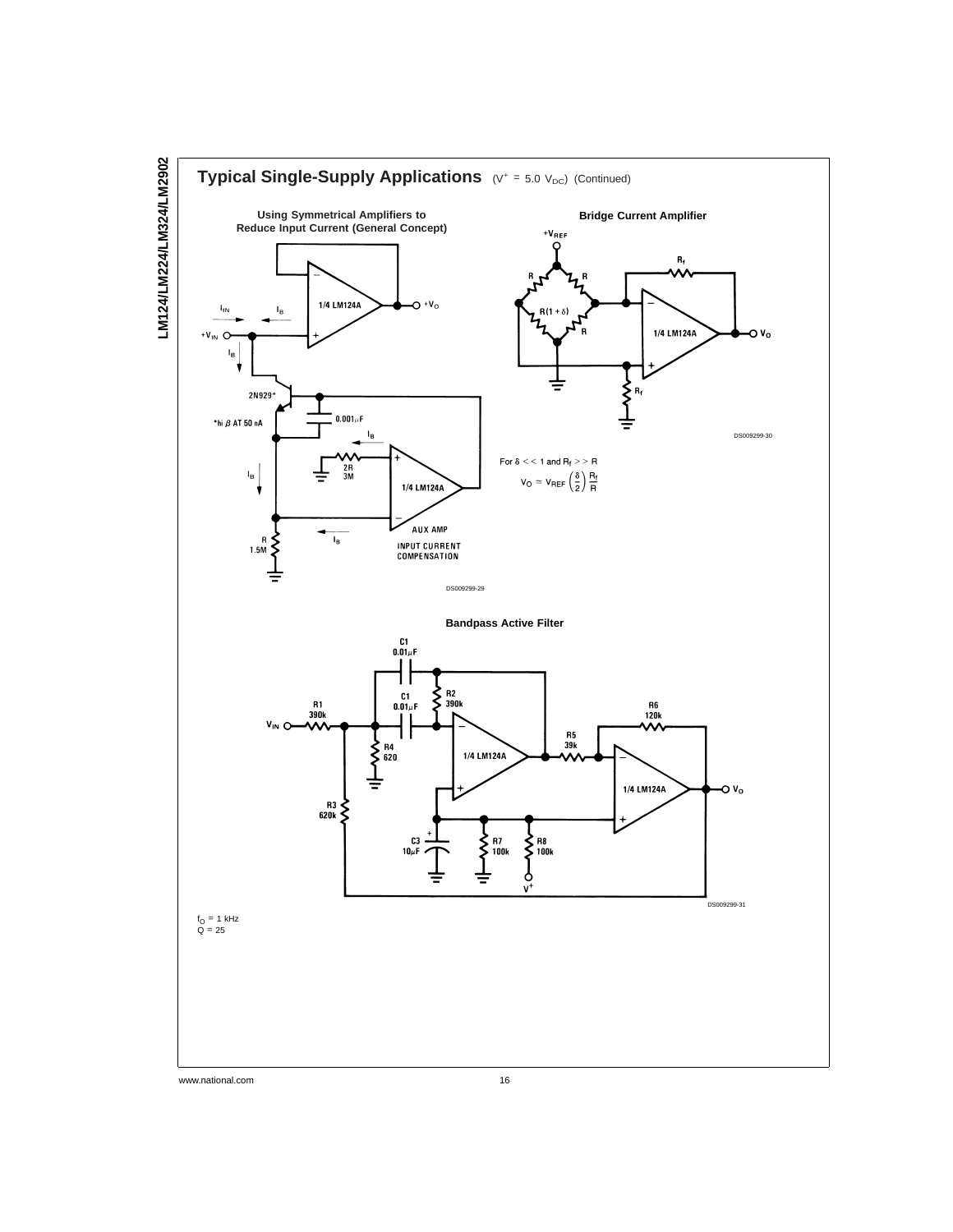## Typical Single-Supply Applications ($V^+ = 5.0\ V_{DC}$) (Continued)

**Using Symmetrical Amplifiers to Reduce Input Current (General Concept)**

DS009299-29

**Bridge Current Amplifier**

DS009299-30

For $\delta << 1$ and $R_f >> R$

$$V_O \simeq V_{REF} \left(\frac{\delta}{2}\right) \frac{R_f}{R}$$

**Bandpass Active Filter**

DS009299-31

$f_O = 1$ kHz
$Q = 25$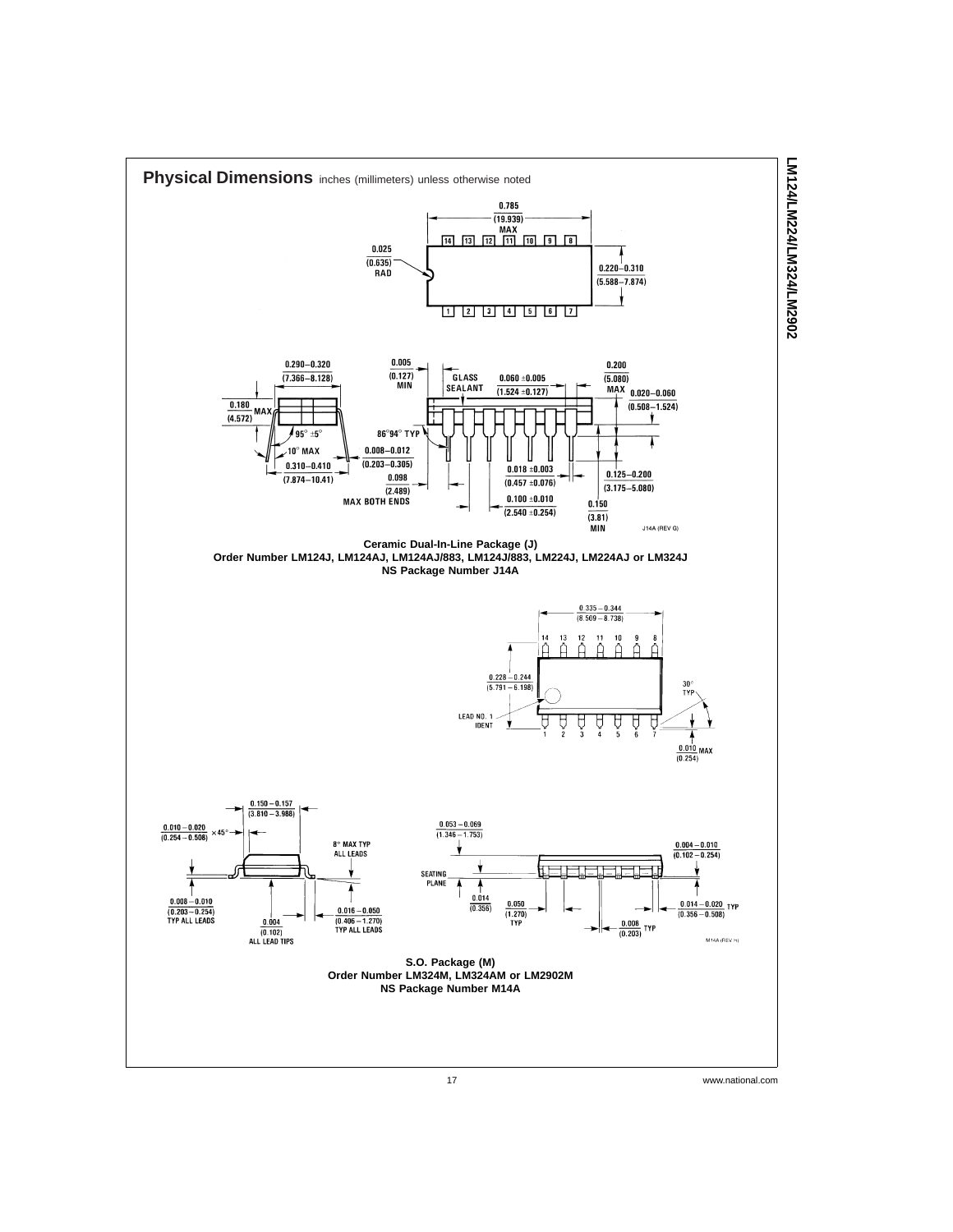## Physical Dimensions inches (millimeters) unless otherwise noted

**Ceramic Dual-In-Line Package (J)**
**Order Number LM124J, LM124AJ, LM124AJ/883, LM124J/883, LM224J, LM224AJ or LM324J**
**NS Package Number J14A**

**S.O. Package (M)**
**Order Number LM324M, LM324AM or LM2902M**
**NS Package Number M14A**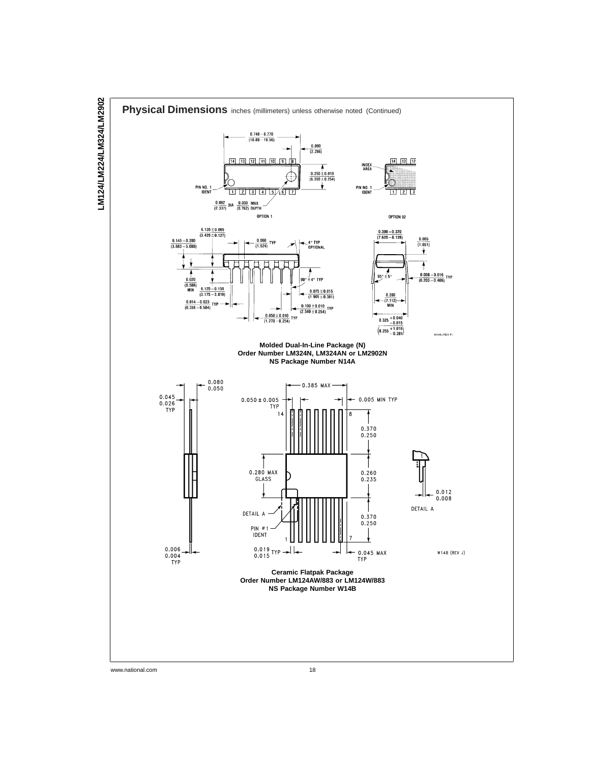## Physical Dimensions inches (millimeters) unless otherwise noted (Continued)

**Molded Dual-In-Line Package (N)**
**Order Number LM324N, LM324AN or LM2902N**
**NS Package Number N14A**

**Ceramic Flatpak Package**
**Order Number LM124AW/883 or LM124W/883**
**NS Package Number W14B**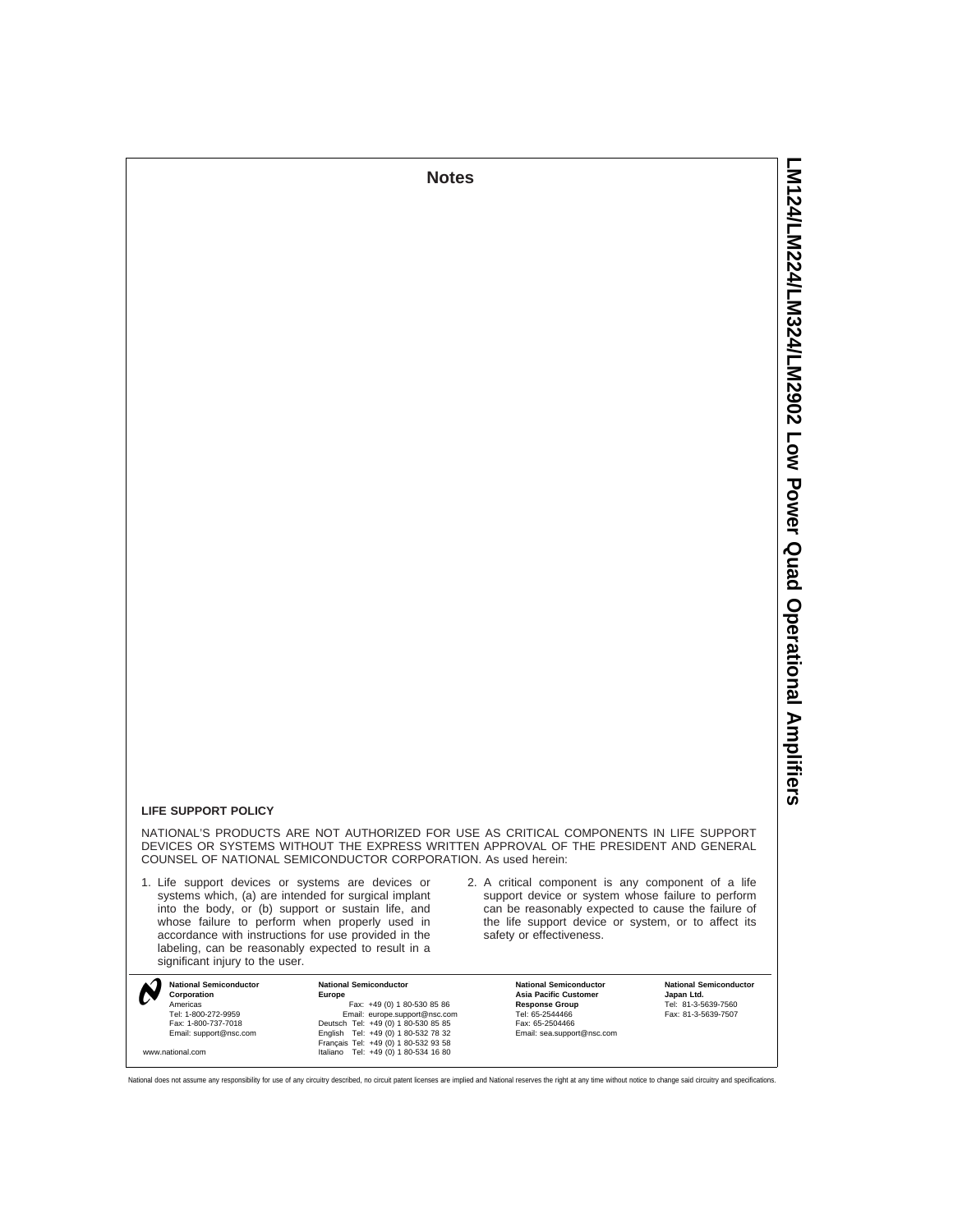## Notes

### LIFE SUPPORT POLICY

NATIONAL'S PRODUCTS ARE NOT AUTHORIZED FOR USE AS CRITICAL COMPONENTS IN LIFE SUPPORT DEVICES OR SYSTEMS WITHOUT THE EXPRESS WRITTEN APPROVAL OF THE PRESIDENT AND GENERAL COUNSEL OF NATIONAL SEMICONDUCTOR CORPORATION. As used herein:

1. Life support devices or systems are devices or systems which, (a) are intended for surgical implant into the body, or (b) support or sustain life, and whose failure to perform when properly used in accordance with instructions for use provided in the labeling, can be reasonably expected to result in a significant injury to the user.
2. A critical component is any component of a life support device or system whose failure to perform can be reasonably expected to cause the failure of the life support device or system, or to affect its safety or effectiveness.

**National Semiconductor Corporation**
Americas
Tel: 1-800-272-9959
Fax: 1-800-737-7018
Email: support@nsc.com

www.national.com

**National Semiconductor Europe**
Fax: +49 (0) 1 80-530 85 86
Email: europe.support@nsc.com
Deutsch Tel: +49 (0) 1 80-530 85 85
English Tel: +49 (0) 1 80-532 78 32
Français Tel: +49 (0) 1 80-532 93 58
Italiano Tel: +49 (0) 1 80-534 16 80

**National Semiconductor Asia Pacific Customer Response Group**
Tel: 65-2544466
Fax: 65-2504466
Email: sea.support@nsc.com

**National Semiconductor Japan Ltd.**
Tel: 81-3-5639-7560
Fax: 81-3-5639-7507

National does not assume any responsibility for use of any circuitry described, no circuit patent licenses are implied and National reserves the right at any time without notice to change said circuitry and specifications.